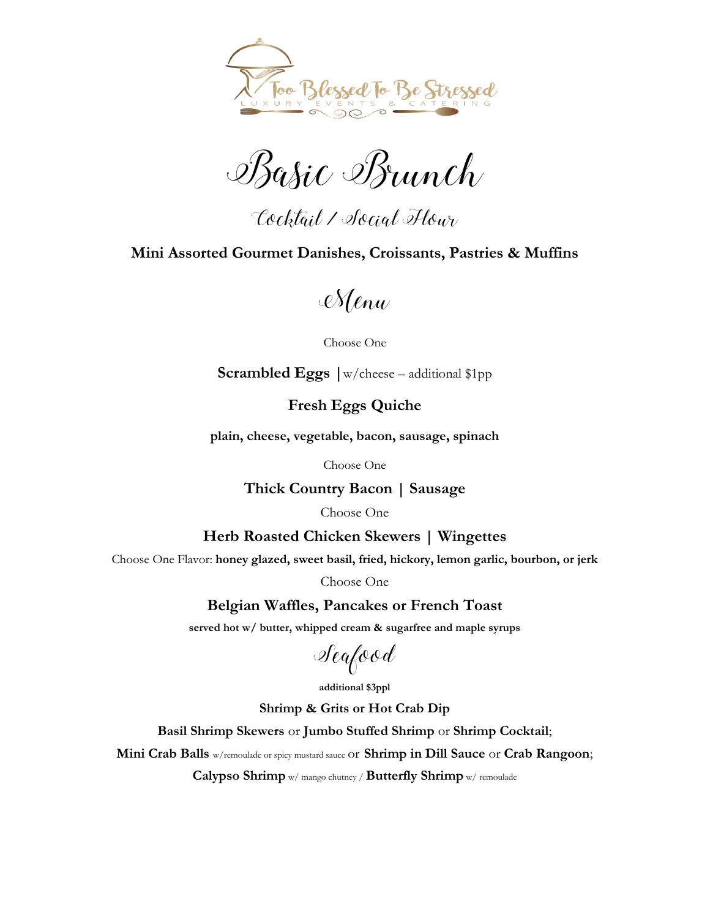Too Blessed To Be Stressed

LUXURY EVENTS & CATERING

# Basic Brunch

## Cocktail / Social Hour

**Mini Assorted Gourmet Danishes, Croissants, Pastries & Muffins**

## Menu

Choose One

**Scrambled Eggs |** w/cheese – additional $1pp

**Fresh Eggs Quiche**

**plain, cheese, vegetable, bacon, sausage, spinach**

Choose One

**Thick Country Bacon | Sausage**

Choose One

**Herb Roasted Chicken Skewers | Wingettes**

Choose One Flavor: **honey glazed, sweet basil, fried, hickory, lemon garlic, bourbon, or jerk**

Choose One

**Belgian Waffles, Pancakes or French Toast**

**served hot w/ butter, whipped cream & sugarfree and maple syrups**

## Seafood

**additional $3ppl**

**Shrimp & Grits or Hot Crab Dip**

**Basil Shrimp Skewers** or **Jumbo Stuffed Shrimp** or **Shrimp Cocktail**;

**Mini Crab Balls** w/remoulade or spicy mustard sauce or **Shrimp in Dill Sauce** or **Crab Rangoon**;

**Calypso Shrimp** w/ mango chutney / **Butterfly Shrimp** w/ remoulade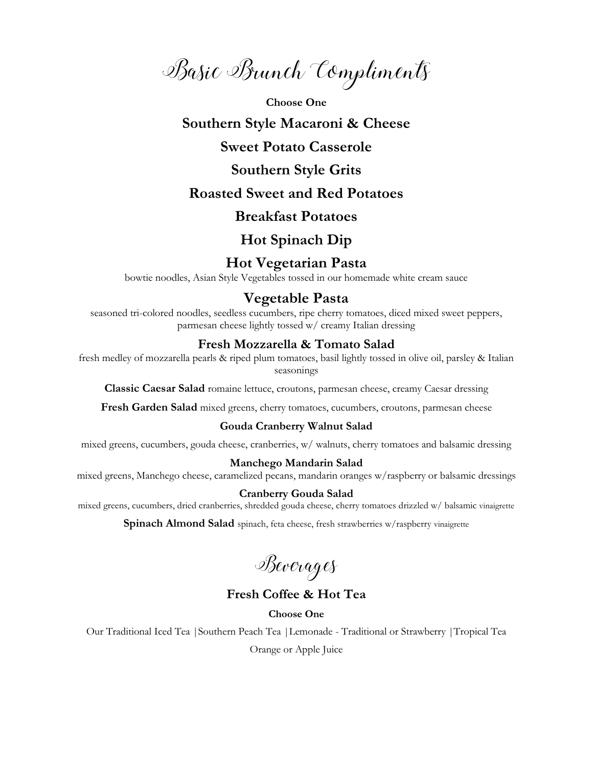# Basic Brunch Compliments

**Choose One**

## Southern Style Macaroni & Cheese

## Sweet Potato Casserole

## Southern Style Grits

## Roasted Sweet and Red Potatoes

## Breakfast Potatoes

## Hot Spinach Dip

## Hot Vegetarian Pasta

bowtie noodles, Asian Style Vegetables tossed in our homemade white cream sauce

## Vegetable Pasta

seasoned tri-colored noodles, seedless cucumbers, ripe cherry tomatoes, diced mixed sweet peppers, parmesan cheese lightly tossed w/ creamy Italian dressing

### Fresh Mozzarella & Tomato Salad

fresh medley of mozzarella pearls & riped plum tomatoes, basil lightly tossed in olive oil, parsley & Italian seasonings

**Classic Caesar Salad** romaine lettuce, croutons, parmesan cheese, creamy Caesar dressing

**Fresh Garden Salad** mixed greens, cherry tomatoes, cucumbers, croutons, parmesan cheese

**Gouda Cranberry Walnut Salad**

mixed greens, cucumbers, gouda cheese, cranberries, w/ walnuts, cherry tomatoes and balsamic dressing

**Manchego Mandarin Salad**

mixed greens, Manchego cheese, caramelized pecans, mandarin oranges w/raspberry or balsamic dressings

**Cranberry Gouda Salad**

mixed greens, cucumbers, dried cranberries, shredded gouda cheese, cherry tomatoes drizzled w/ balsamic vinaigrette

**Spinach Almond Salad** spinach, feta cheese, fresh strawberries w/raspberry vinaigrette

# Beverages

### Fresh Coffee & Hot Tea

**Choose One**

Our Traditional Iced Tea | Southern Peach Tea | Lemonade - Traditional or Strawberry | Tropical Tea

Orange or Apple Juice